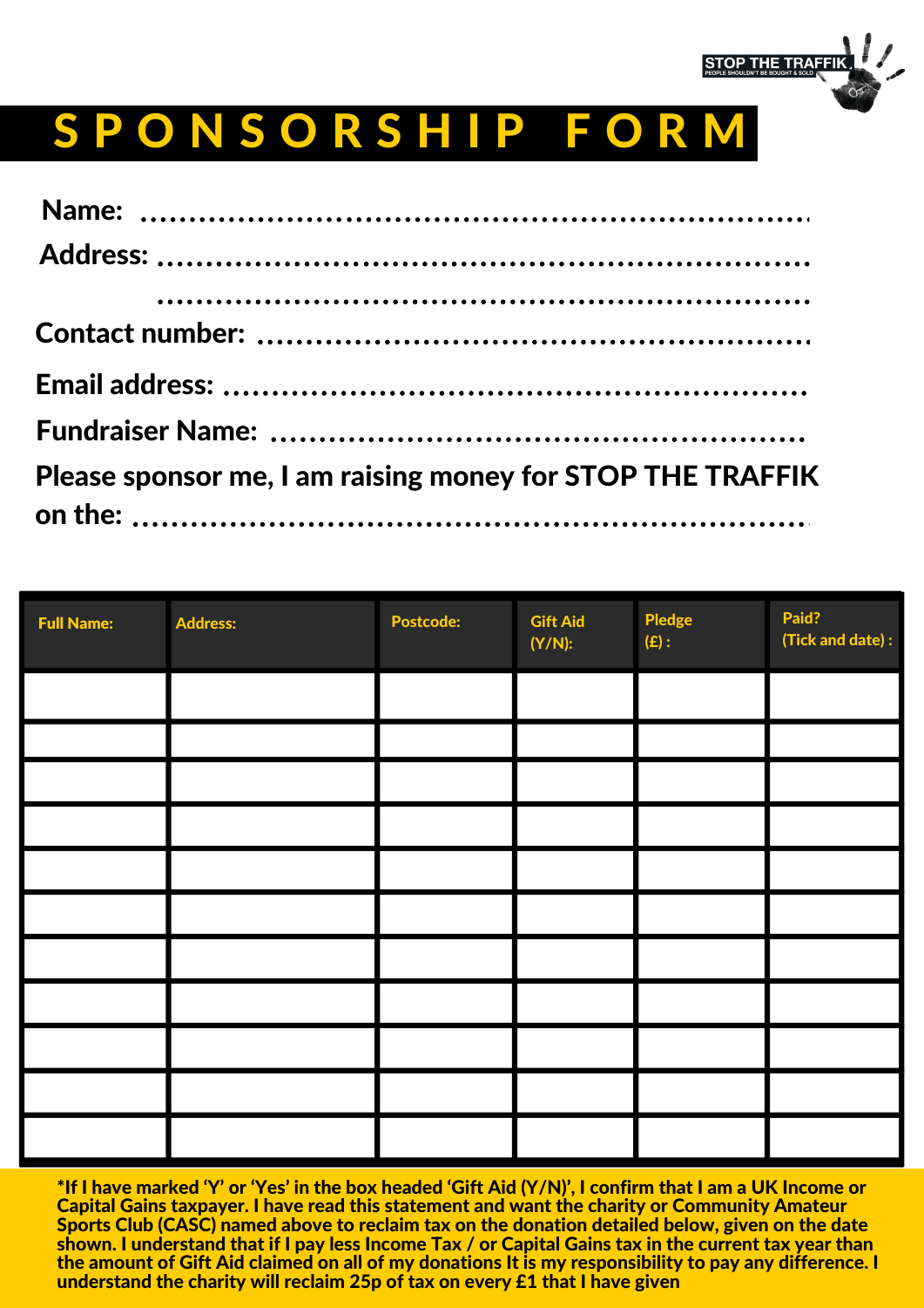STOP THE TRAFFIK
PEOPLE SHOULDN'T BE BOUGHT & SOLD

# SPONSORSHIP FORM

**Name:** ..................................................................

**Address:** ..................................................................

..................................................................

**Contact number:** ..................................................................

**Email address:** ..................................................................

**Fundraiser Name:** ..................................................................

**Please sponsor me, I am raising money for STOP THE TRAFFIK on the:** ..................................................................

| Full Name: | Address: | Postcode: | Gift Aid (Y/N): | Pledge (£) : | Paid? (Tick and date) : |
|---|---|---|---|---|---|
| | | | | | |
| | | | | | |
| | | | | | |
| | | | | | |
| | | | | | |
| | | | | | |
| | | | | | |
| | | | | | |
| | | | | | |
| | | | | | |
| | | | | | |

**\*If I have marked 'Y' or 'Yes' in the box headed 'Gift Aid (Y/N)', I confirm that I am a UK Income or Capital Gains taxpayer. I have read this statement and want the charity or Community Amateur Sports Club (CASC) named above to reclaim tax on the donation detailed below, given on the date shown. I understand that if I pay less Income Tax / or Capital Gains tax in the current tax year than the amount of Gift Aid claimed on all of my donations It is my responsibility to pay any difference. I understand the charity will reclaim 25p of tax on every £1 that I have given**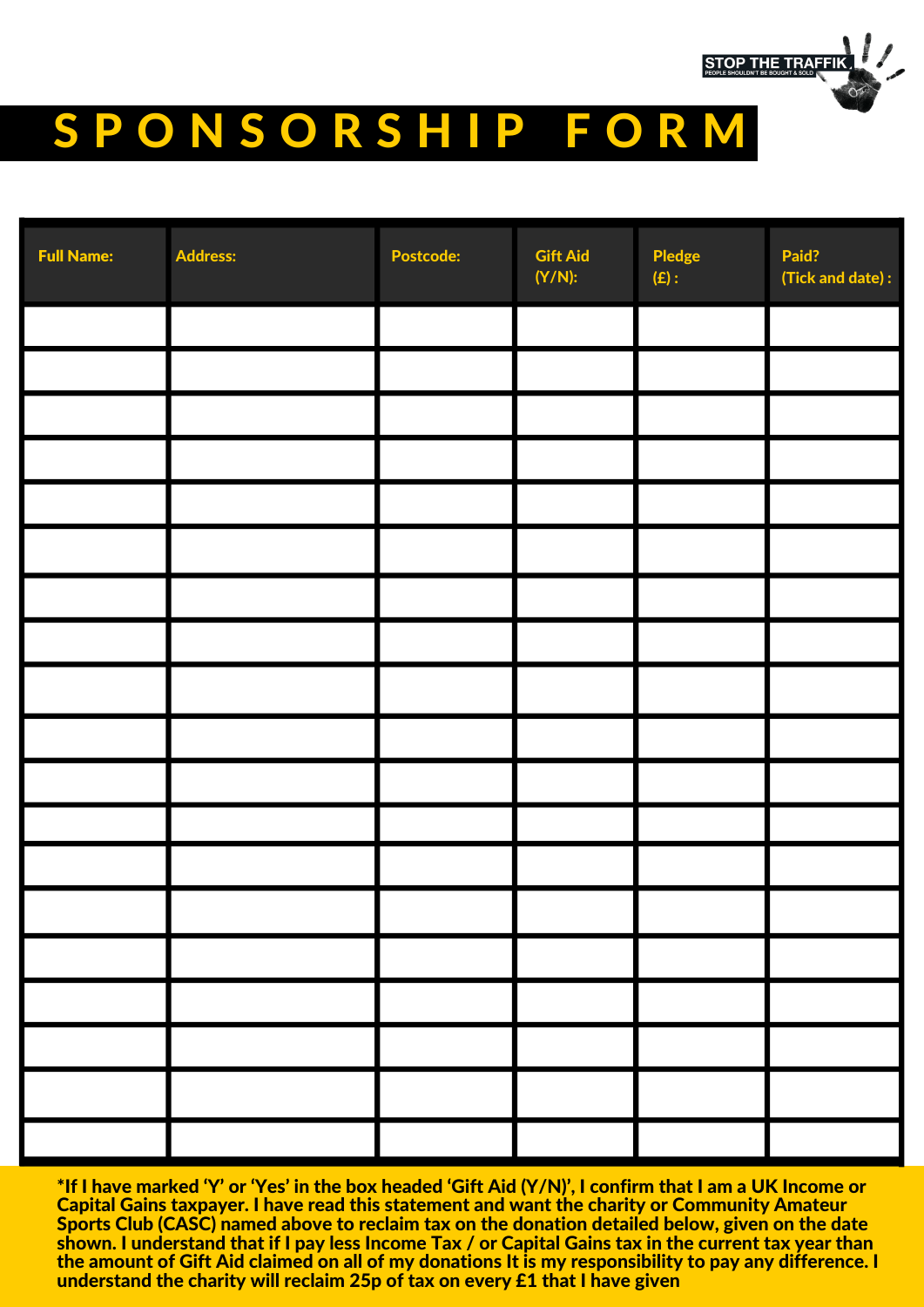STOP THE TRAFFIK
PEOPLE SHOULDN'T BE BOUGHT & SOLD

# SPONSORSHIP FORM

| Full Name: | Address: | Postcode: | Gift Aid (Y/N): | Pledge (£) : | Paid? (Tick and date) : |
|---|---|---|---|---|---|
| | | | | | |
| | | | | | |
| | | | | | |
| | | | | | |
| | | | | | |
| | | | | | |
| | | | | | |
| | | | | | |
| | | | | | |
| | | | | | |
| | | | | | |
| | | | | | |
| | | | | | |
| | | | | | |
| | | | | | |
| | | | | | |
| | | | | | |
| | | | | | |
| | | | | | |

**\*If I have marked 'Y' or 'Yes' in the box headed 'Gift Aid (Y/N)', I confirm that I am a UK Income or Capital Gains taxpayer. I have read this statement and want the charity or Community Amateur Sports Club (CASC) named above to reclaim tax on the donation detailed below, given on the date shown. I understand that if I pay less Income Tax / or Capital Gains tax in the current tax year than the amount of Gift Aid claimed on all of my donations It is my responsibility to pay any difference. I understand the charity will reclaim 25p of tax on every £1 that I have given**